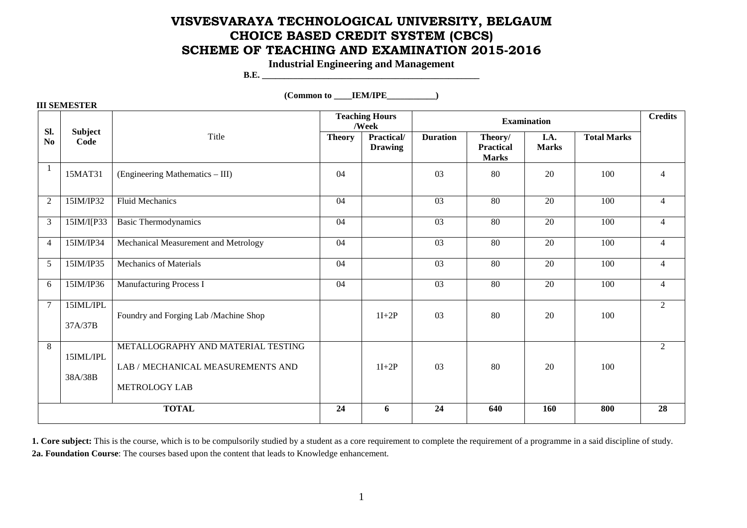# VISVESVARAYA TECHNOLOGICAL UNIVERSITY, BELGAUM
# CHOICE BASED CREDIT SYSTEM (CBCS)
# SCHEME OF TEACHING AND EXAMINATION 2015-2016

**Industrial Engineering and Management**

**B.E. _______________________________________________**

**(Common to ____IEM/IPE___________)**

**III SEMESTER**

| Sl. No | Subject Code | Title | Teaching Hours /Week | | Examination | | | | Credits |
|---|---|---|---|---|---|---|---|---|---|
| | | | Theory | Practical/ Drawing | Duration | Theory/ Practical Marks | I.A. Marks | Total Marks | |
| 1 | 15MAT31 | (Engineering Mathematics – III) | 04 | | 03 | 80 | 20 | 100 | 4 |
| 2 | 15IM/IP32 | Fluid Mechanics | 04 | | 03 | 80 | 20 | 100 | 4 |
| 3 | 15IM/I[P33 | Basic Thermodynamics | 04 | | 03 | 80 | 20 | 100 | 4 |
| 4 | 15IM/IP34 | Mechanical Measurement and Metrology | 04 | | 03 | 80 | 20 | 100 | 4 |
| 5 | 15IM/IP35 | Mechanics of Materials | 04 | | 03 | 80 | 20 | 100 | 4 |
| 6 | 15IM/IP36 | Manufacturing Process I | 04 | | 03 | 80 | 20 | 100 | 4 |
| 7 | 15IML/IPL 37A/37B | Foundry and Forging Lab /Machine Shop | | 1I+2P | 03 | 80 | 20 | 100 | 2 |
| 8 | 15IML/IPL 38A/38B | METALLOGRAPHY AND MATERIAL TESTING LAB / MECHANICAL MEASUREMENTS AND METROLOGY LAB | | 1I+2P | 03 | 80 | 20 | 100 | 2 |
| **TOTAL** | | | **24** | **6** | **24** | **640** | **160** | **800** | **28** |

**1. Core subject:** This is the course, which is to be compulsorily studied by a student as a core requirement to complete the requirement of a programme in a said discipline of study.

**2a. Foundation Course**: The courses based upon the content that leads to Knowledge enhancement.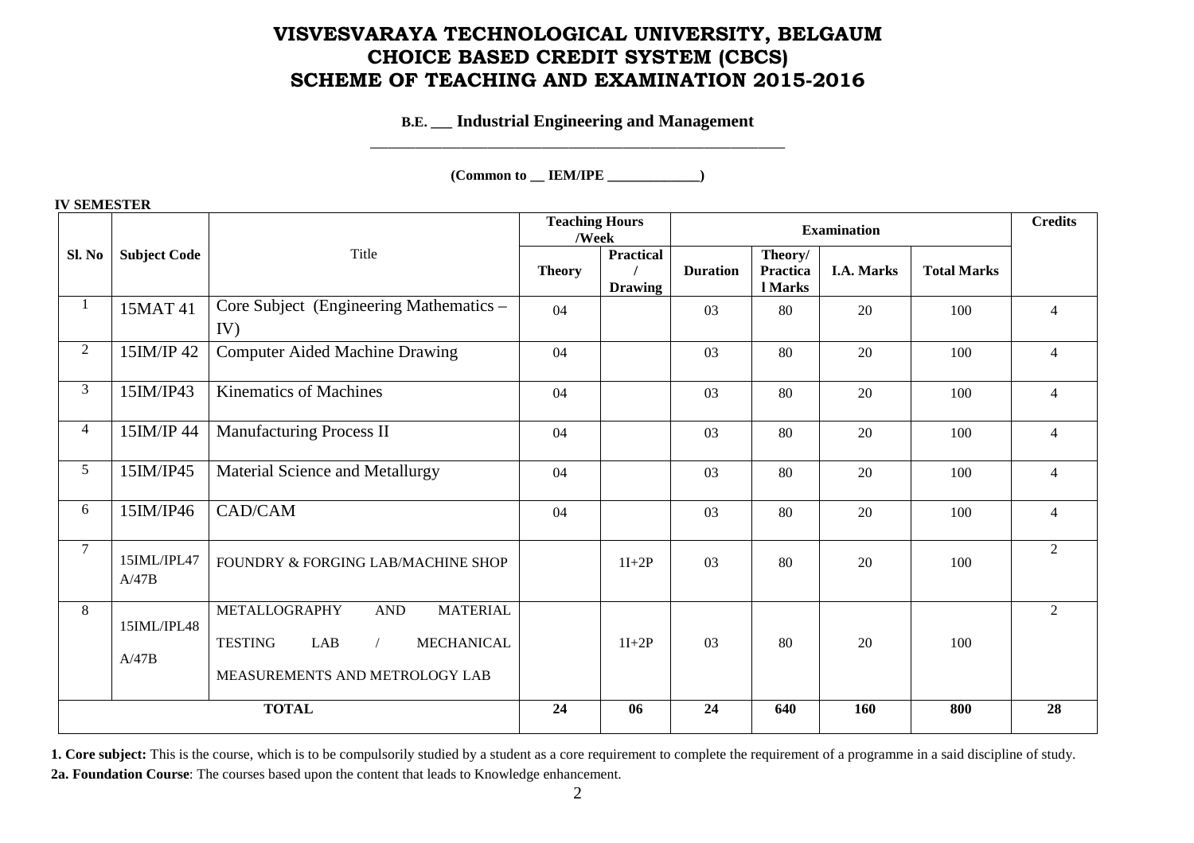# VISVESVARAYA TECHNOLOGICAL UNIVERSITY, BELGAUM
# CHOICE BASED CREDIT SYSTEM (CBCS)
# SCHEME OF TEACHING AND EXAMINATION 2015-2016

**B.E. ___ Industrial Engineering and Management**

**(Common to __ IEM/IPE _____________)**

**IV SEMESTER**

| Sl. No | Subject Code | Title | Teaching Hours /Week | | Examination | | | | Credits |
|---|---|---|---|---|---|---|---|---|---|
| | | | Theory | Practical / Drawing | Duration | Theory/ Practical Marks | I.A. Marks | Total Marks | |
| 1 | 15MAT 41 | Core Subject (Engineering Mathematics – IV) | 04 | | 03 | 80 | 20 | 100 | 4 |
| 2 | 15IM/IP 42 | Computer Aided Machine Drawing | 04 | | 03 | 80 | 20 | 100 | 4 |
| 3 | 15IM/IP43 | Kinematics of Machines | 04 | | 03 | 80 | 20 | 100 | 4 |
| 4 | 15IM/IP 44 | Manufacturing Process II | 04 | | 03 | 80 | 20 | 100 | 4 |
| 5 | 15IM/IP45 | Material Science and Metallurgy | 04 | | 03 | 80 | 20 | 100 | 4 |
| 6 | 15IM/IP46 | CAD/CAM | 04 | | 03 | 80 | 20 | 100 | 4 |
| 7 | 15IML/IPL47 A/47B | FOUNDRY & FORGING LAB/MACHINE SHOP | | 1I+2P | 03 | 80 | 20 | 100 | 2 |
| 8 | 15IML/IPL48 A/47B | METALLOGRAPHY AND MATERIAL TESTING LAB / MECHANICAL MEASUREMENTS AND METROLOGY LAB | | 1I+2P | 03 | 80 | 20 | 100 | 2 |
| **TOTAL** | | | **24** | **06** | **24** | **640** | **160** | **800** | **28** |

**1. Core subject:** This is the course, which is to be compulsorily studied by a student as a core requirement to complete the requirement of a programme in a said discipline of study.

**2a. Foundation Course**: The courses based upon the content that leads to Knowledge enhancement.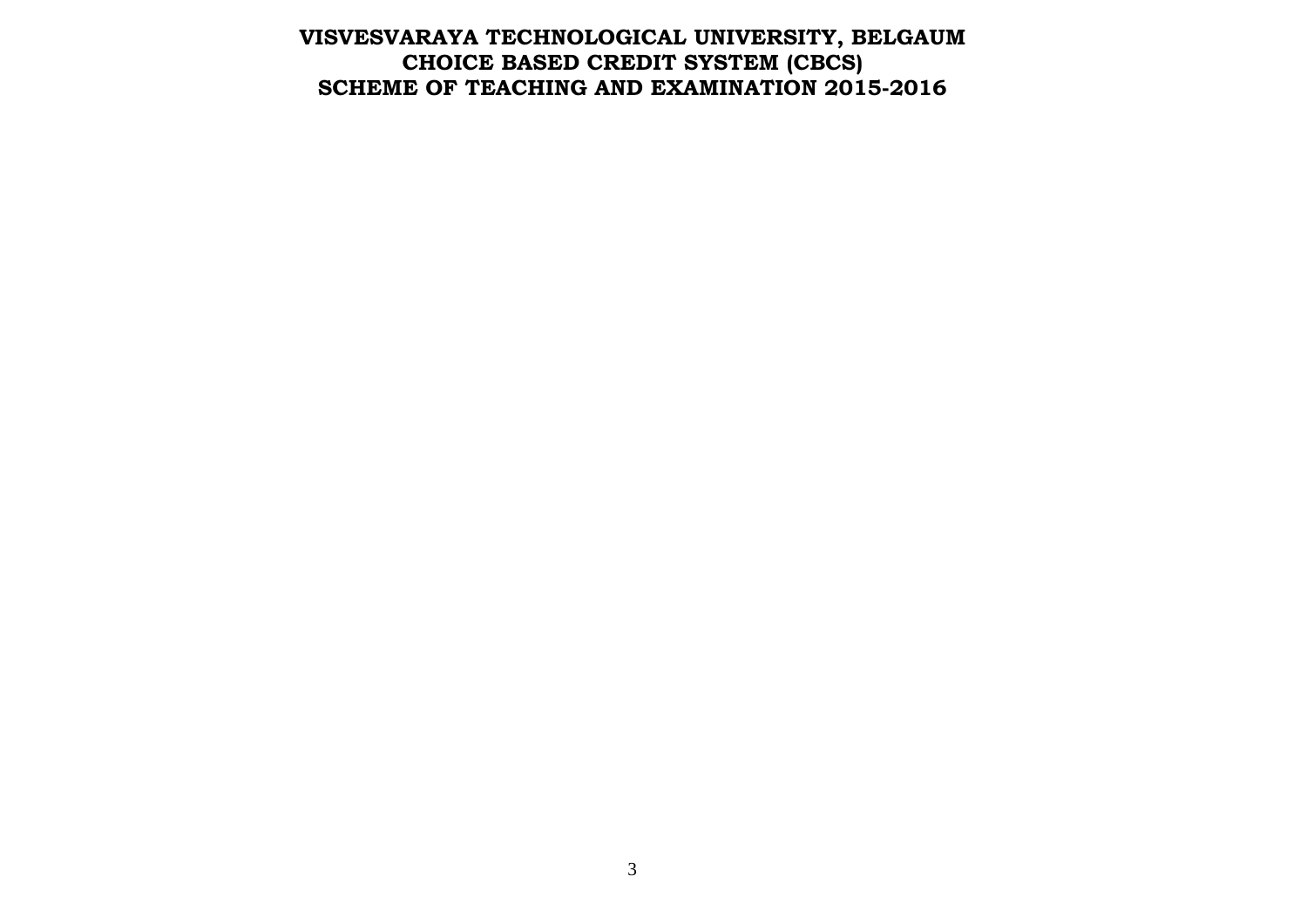# VISVESVARAYA TECHNOLOGICAL UNIVERSITY, BELGAUM
## CHOICE BASED CREDIT SYSTEM (CBCS)
## SCHEME OF TEACHING AND EXAMINATION 2015-2016